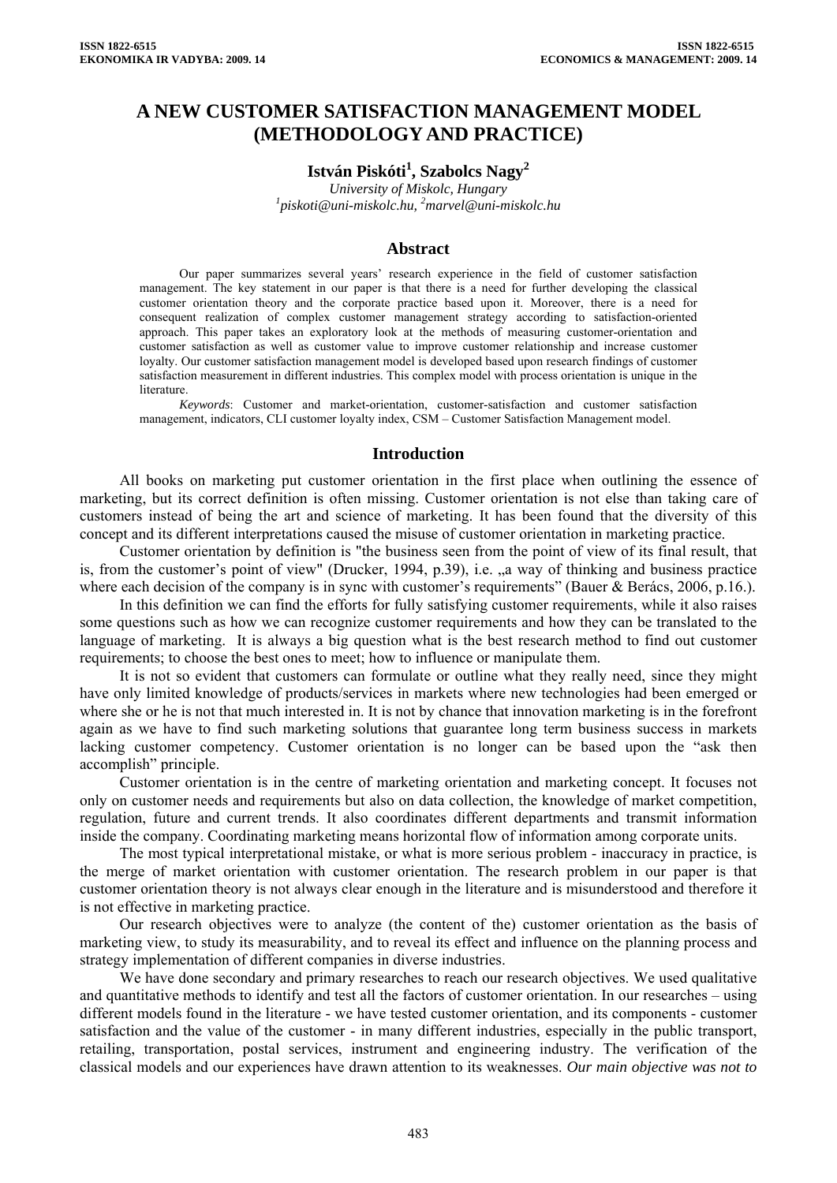# A NEW CUSTOMER SATISFACTION MANAGEMENT MODEL (METHODOLOGY AND PRACTICE)

**István Piskóti[1], Szabolcs Nagy[2]**

*University of Miskolc, Hungary*
*[1]piskoti@uni-miskolc.hu, [2]marvel@uni-miskolc.hu*

## Abstract

Our paper summarizes several years' research experience in the field of customer satisfaction management. The key statement in our paper is that there is a need for further developing the classical customer orientation theory and the corporate practice based upon it. Moreover, there is a need for consequent realization of complex customer management strategy according to satisfaction-oriented approach. This paper takes an exploratory look at the methods of measuring customer-orientation and customer satisfaction as well as customer value to improve customer relationship and increase customer loyalty. Our customer satisfaction management model is developed based upon research findings of customer satisfaction measurement in different industries. This complex model with process orientation is unique in the literature.

*Keywords*: Customer and market-orientation, customer-satisfaction and customer satisfaction management, indicators, CLI customer loyalty index, CSM – Customer Satisfaction Management model.

## Introduction

All books on marketing put customer orientation in the first place when outlining the essence of marketing, but its correct definition is often missing. Customer orientation is not else than taking care of customers instead of being the art and science of marketing. It has been found that the diversity of this concept and its different interpretations caused the misuse of customer orientation in marketing practice.

Customer orientation by definition is "the business seen from the point of view of its final result, that is, from the customer's point of view" (Drucker, 1994, p.39), i.e. „a way of thinking and business practice where each decision of the company is in sync with customer's requirements" (Bauer & Berács, 2006, p.16.).

In this definition we can find the efforts for fully satisfying customer requirements, while it also raises some questions such as how we can recognize customer requirements and how they can be translated to the language of marketing. It is always a big question what is the best research method to find out customer requirements; to choose the best ones to meet; how to influence or manipulate them.

It is not so evident that customers can formulate or outline what they really need, since they might have only limited knowledge of products/services in markets where new technologies had been emerged or where she or he is not that much interested in. It is not by chance that innovation marketing is in the forefront again as we have to find such marketing solutions that guarantee long term business success in markets lacking customer competency. Customer orientation is no longer can be based upon the "ask then accomplish" principle.

Customer orientation is in the centre of marketing orientation and marketing concept. It focuses not only on customer needs and requirements but also on data collection, the knowledge of market competition, regulation, future and current trends. It also coordinates different departments and transmit information inside the company. Coordinating marketing means horizontal flow of information among corporate units.

The most typical interpretational mistake, or what is more serious problem - inaccuracy in practice, is the merge of market orientation with customer orientation. The research problem in our paper is that customer orientation theory is not always clear enough in the literature and is misunderstood and therefore it is not effective in marketing practice.

Our research objectives were to analyze (the content of the) customer orientation as the basis of marketing view, to study its measurability, and to reveal its effect and influence on the planning process and strategy implementation of different companies in diverse industries.

We have done secondary and primary researches to reach our research objectives. We used qualitative and quantitative methods to identify and test all the factors of customer orientation. In our researches – using different models found in the literature - we have tested customer orientation, and its components - customer satisfaction and the value of the customer - in many different industries, especially in the public transport, retailing, transportation, postal services, instrument and engineering industry. The verification of the classical models and our experiences have drawn attention to its weaknesses. *Our main objective was not to*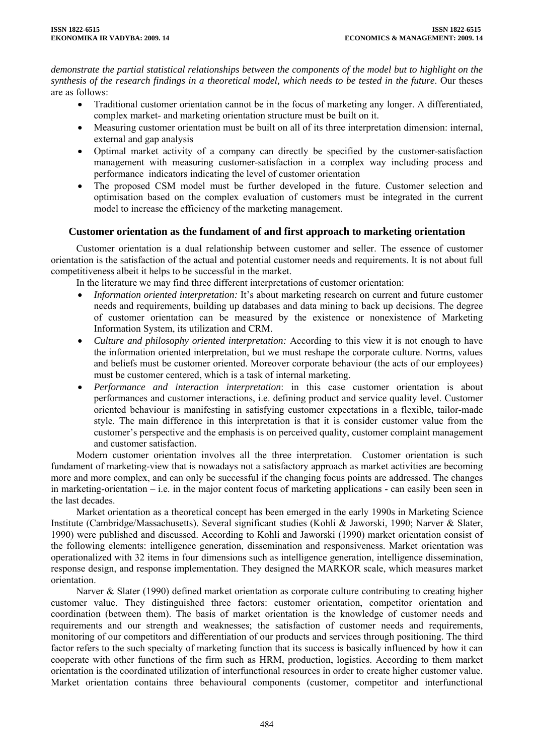*demonstrate the partial statistical relationships between the components of the model but to highlight on the synthesis of the research findings in a theoretical model, which needs to be tested in the future*. Our theses are as follows:

- Traditional customer orientation cannot be in the focus of marketing any longer. A differentiated, complex market- and marketing orientation structure must be built on it.
- Measuring customer orientation must be built on all of its three interpretation dimension: internal, external and gap analysis
- Optimal market activity of a company can directly be specified by the customer-satisfaction management with measuring customer-satisfaction in a complex way including process and performance indicators indicating the level of customer orientation
- The proposed CSM model must be further developed in the future. Customer selection and optimisation based on the complex evaluation of customers must be integrated in the current model to increase the efficiency of the marketing management.

## Customer orientation as the fundament of and first approach to marketing orientation

Customer orientation is a dual relationship between customer and seller. The essence of customer orientation is the satisfaction of the actual and potential customer needs and requirements. It is not about full competitiveness albeit it helps to be successful in the market.

In the literature we may find three different interpretations of customer orientation:

- *Information oriented interpretation:* It's about marketing research on current and future customer needs and requirements, building up databases and data mining to back up decisions. The degree of customer orientation can be measured by the existence or nonexistence of Marketing Information System, its utilization and CRM.
- *Culture and philosophy oriented interpretation:* According to this view it is not enough to have the information oriented interpretation, but we must reshape the corporate culture. Norms, values and beliefs must be customer oriented. Moreover corporate behaviour (the acts of our employees) must be customer centered, which is a task of internal marketing.
- *Performance and interaction interpretation*: in this case customer orientation is about performances and customer interactions, i.e. defining product and service quality level. Customer oriented behaviour is manifesting in satisfying customer expectations in a flexible, tailor-made style. The main difference in this interpretation is that it is consider customer value from the customer's perspective and the emphasis is on perceived quality, customer complaint management and customer satisfaction.

Modern customer orientation involves all the three interpretation. Customer orientation is such fundament of marketing-view that is nowadays not a satisfactory approach as market activities are becoming more and more complex, and can only be successful if the changing focus points are addressed. The changes in marketing-orientation – i.e. in the major content focus of marketing applications - can easily been seen in the last decades.

Market orientation as a theoretical concept has been emerged in the early 1990s in Marketing Science Institute (Cambridge/Massachusetts). Several significant studies (Kohli & Jaworski, 1990; Narver & Slater, 1990) were published and discussed. According to Kohli and Jaworski (1990) market orientation consist of the following elements: intelligence generation, dissemination and responsiveness. Market orientation was operationalized with 32 items in four dimensions such as intelligence generation, intelligence dissemination, response design, and response implementation. They designed the MARKOR scale, which measures market orientation.

Narver & Slater (1990) defined market orientation as corporate culture contributing to creating higher customer value. They distinguished three factors: customer orientation, competitor orientation and coordination (between them). The basis of market orientation is the knowledge of customer needs and requirements and our strength and weaknesses; the satisfaction of customer needs and requirements, monitoring of our competitors and differentiation of our products and services through positioning. The third factor refers to the such specialty of marketing function that its success is basically influenced by how it can cooperate with other functions of the firm such as HRM, production, logistics. According to them market orientation is the coordinated utilization of interfunctional resources in order to create higher customer value. Market orientation contains three behavioural components (customer, competitor and interfunctional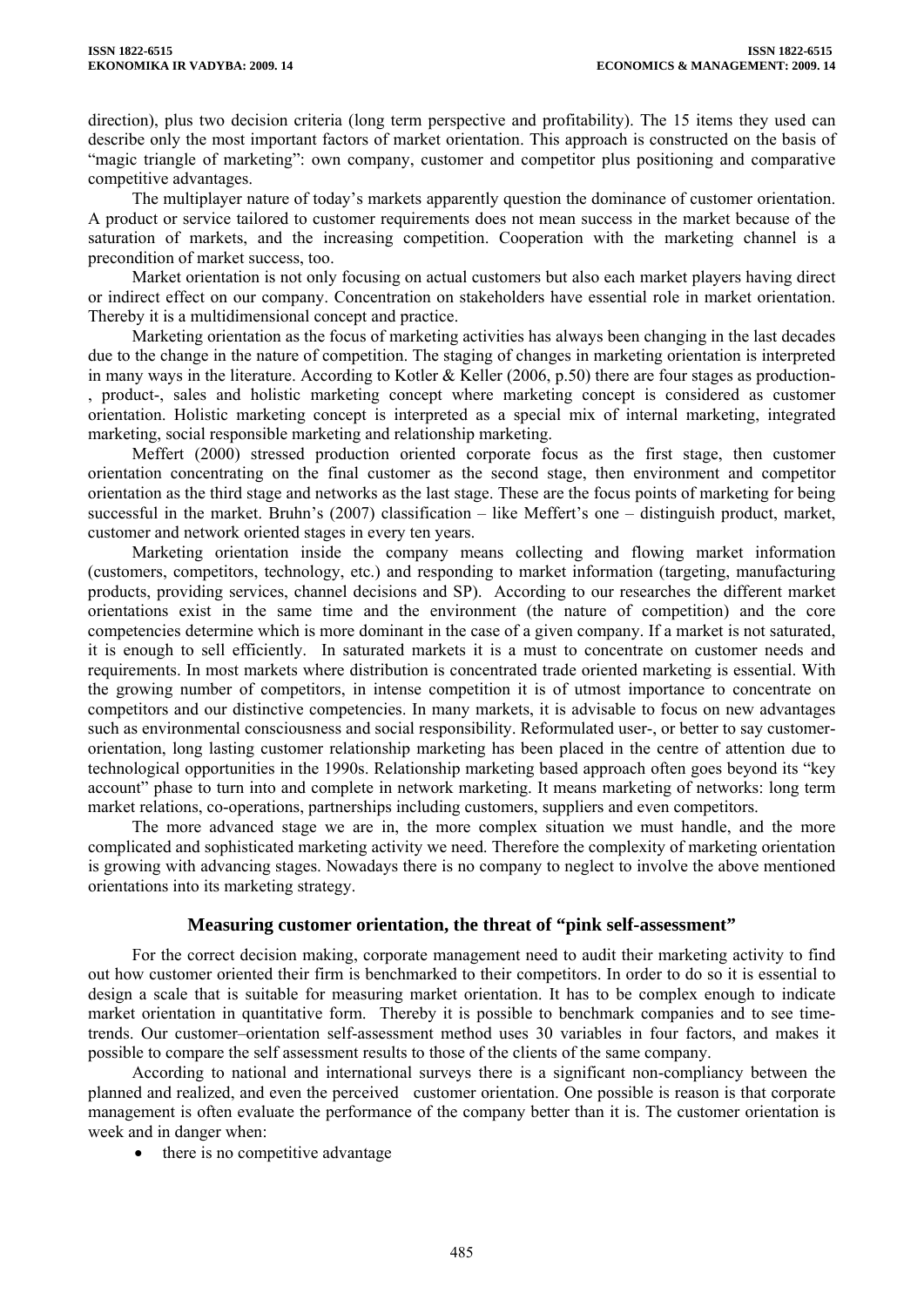direction), plus two decision criteria (long term perspective and profitability). The 15 items they used can describe only the most important factors of market orientation. This approach is constructed on the basis of "magic triangle of marketing": own company, customer and competitor plus positioning and comparative competitive advantages.

The multiplayer nature of today's markets apparently question the dominance of customer orientation. A product or service tailored to customer requirements does not mean success in the market because of the saturation of markets, and the increasing competition. Cooperation with the marketing channel is a precondition of market success, too.

Market orientation is not only focusing on actual customers but also each market players having direct or indirect effect on our company. Concentration on stakeholders have essential role in market orientation. Thereby it is a multidimensional concept and practice.

Marketing orientation as the focus of marketing activities has always been changing in the last decades due to the change in the nature of competition. The staging of changes in marketing orientation is interpreted in many ways in the literature. According to Kotler & Keller (2006, p.50) there are four stages as production-, product-, sales and holistic marketing concept where marketing concept is considered as customer orientation. Holistic marketing concept is interpreted as a special mix of internal marketing, integrated marketing, social responsible marketing and relationship marketing.

Meffert (2000) stressed production oriented corporate focus as the first stage, then customer orientation concentrating on the final customer as the second stage, then environment and competitor orientation as the third stage and networks as the last stage. These are the focus points of marketing for being successful in the market. Bruhn's (2007) classification – like Meffert's one – distinguish product, market, customer and network oriented stages in every ten years.

Marketing orientation inside the company means collecting and flowing market information (customers, competitors, technology, etc.) and responding to market information (targeting, manufacturing products, providing services, channel decisions and SP). According to our researches the different market orientations exist in the same time and the environment (the nature of competition) and the core competencies determine which is more dominant in the case of a given company. If a market is not saturated, it is enough to sell efficiently. In saturated markets it is a must to concentrate on customer needs and requirements. In most markets where distribution is concentrated trade oriented marketing is essential. With the growing number of competitors, in intense competition it is of utmost importance to concentrate on competitors and our distinctive competencies. In many markets, it is advisable to focus on new advantages such as environmental consciousness and social responsibility. Reformulated user-, or better to say customer-orientation, long lasting customer relationship marketing has been placed in the centre of attention due to technological opportunities in the 1990s. Relationship marketing based approach often goes beyond its "key account" phase to turn into and complete in network marketing. It means marketing of networks: long term market relations, co-operations, partnerships including customers, suppliers and even competitors.

The more advanced stage we are in, the more complex situation we must handle, and the more complicated and sophisticated marketing activity we need. Therefore the complexity of marketing orientation is growing with advancing stages. Nowadays there is no company to neglect to involve the above mentioned orientations into its marketing strategy.

## Measuring customer orientation, the threat of "pink self-assessment"

For the correct decision making, corporate management need to audit their marketing activity to find out how customer oriented their firm is benchmarked to their competitors. In order to do so it is essential to design a scale that is suitable for measuring market orientation. It has to be complex enough to indicate market orientation in quantitative form. Thereby it is possible to benchmark companies and to see time-trends. Our customer–orientation self-assessment method uses 30 variables in four factors, and makes it possible to compare the self assessment results to those of the clients of the same company.

According to national and international surveys there is a significant non-compliancy between the planned and realized, and even the perceived customer orientation. One possible is reason is that corporate management is often evaluate the performance of the company better than it is. The customer orientation is week and in danger when:

- there is no competitive advantage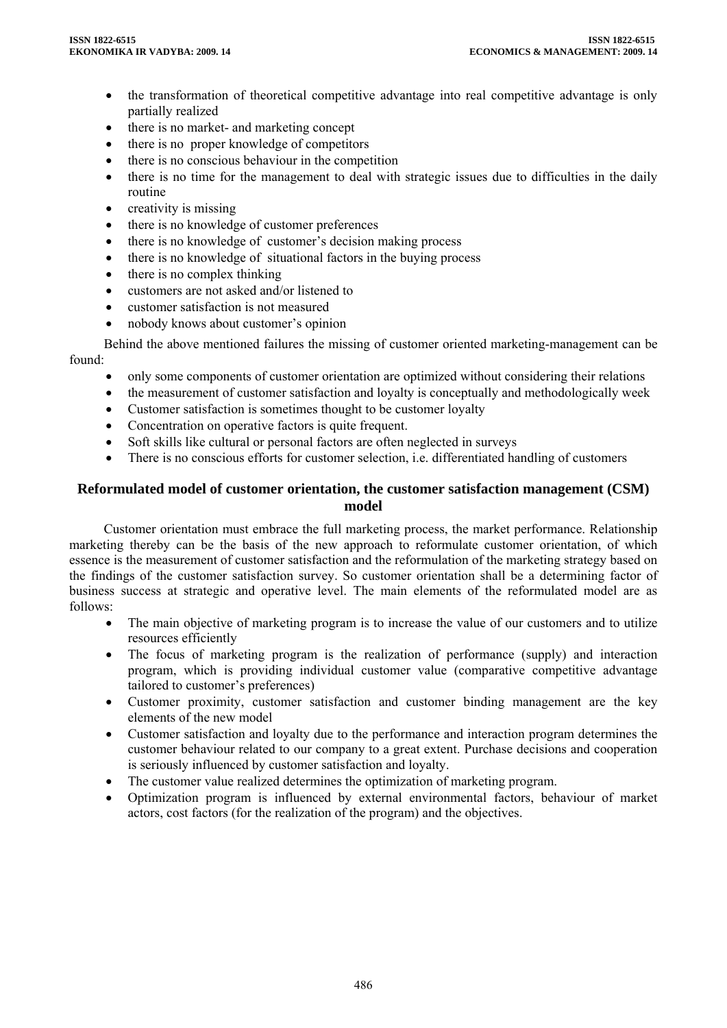- the transformation of theoretical competitive advantage into real competitive advantage is only partially realized
- there is no market- and marketing concept
- there is no proper knowledge of competitors
- there is no conscious behaviour in the competition
- there is no time for the management to deal with strategic issues due to difficulties in the daily routine
- creativity is missing
- there is no knowledge of customer preferences
- there is no knowledge of customer's decision making process
- there is no knowledge of situational factors in the buying process
- there is no complex thinking
- customers are not asked and/or listened to
- customer satisfaction is not measured
- nobody knows about customer's opinion

Behind the above mentioned failures the missing of customer oriented marketing-management can be found:

- only some components of customer orientation are optimized without considering their relations
- the measurement of customer satisfaction and loyalty is conceptually and methodologically week
- Customer satisfaction is sometimes thought to be customer loyalty
- Concentration on operative factors is quite frequent.
- Soft skills like cultural or personal factors are often neglected in surveys
- There is no conscious efforts for customer selection, i.e. differentiated handling of customers

## Reformulated model of customer orientation, the customer satisfaction management (CSM) model

Customer orientation must embrace the full marketing process, the market performance. Relationship marketing thereby can be the basis of the new approach to reformulate customer orientation, of which essence is the measurement of customer satisfaction and the reformulation of the marketing strategy based on the findings of the customer satisfaction survey. So customer orientation shall be a determining factor of business success at strategic and operative level. The main elements of the reformulated model are as follows:

- The main objective of marketing program is to increase the value of our customers and to utilize resources efficiently
- The focus of marketing program is the realization of performance (supply) and interaction program, which is providing individual customer value (comparative competitive advantage tailored to customer's preferences)
- Customer proximity, customer satisfaction and customer binding management are the key elements of the new model
- Customer satisfaction and loyalty due to the performance and interaction program determines the customer behaviour related to our company to a great extent. Purchase decisions and cooperation is seriously influenced by customer satisfaction and loyalty.
- The customer value realized determines the optimization of marketing program.
- Optimization program is influenced by external environmental factors, behaviour of market actors, cost factors (for the realization of the program) and the objectives.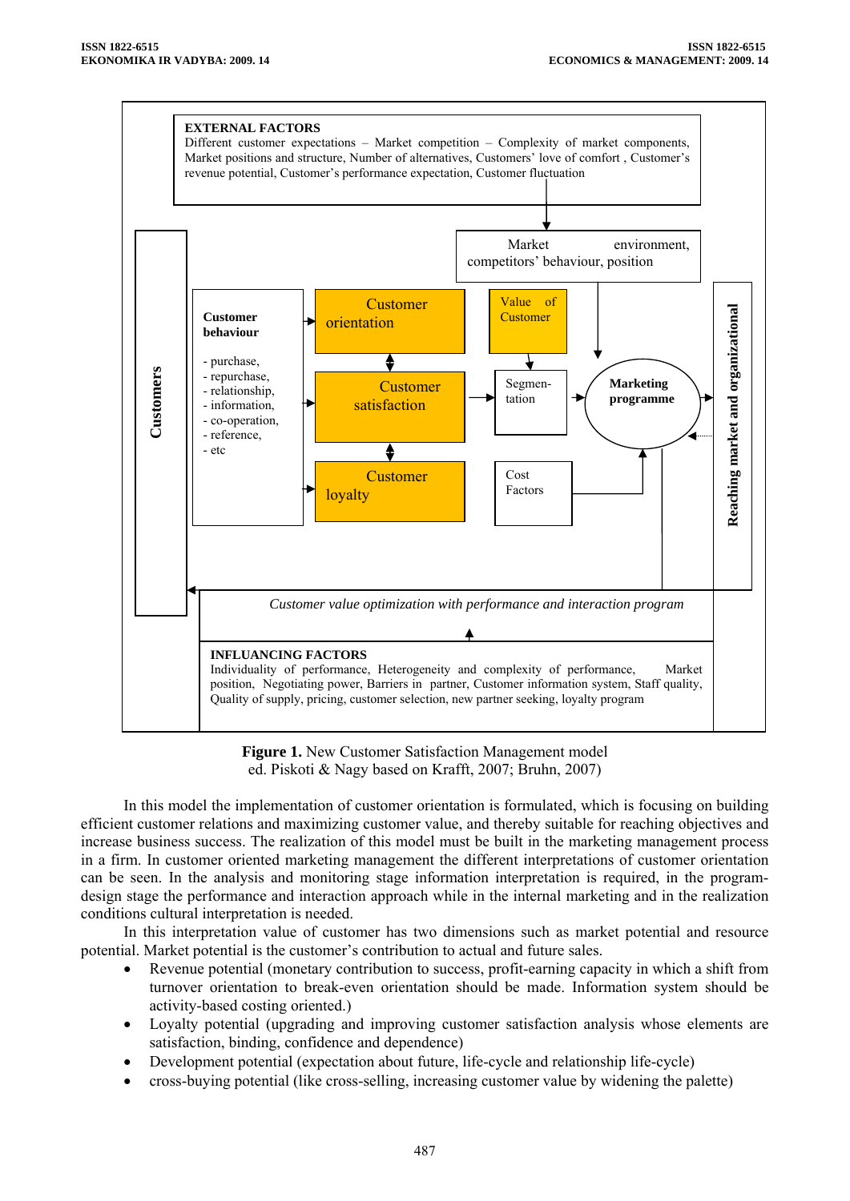EXTERNAL FACTORS

Different customer expectations – Market competition – Complexity of market components, Market positions and structure, Number of alternatives, Customers' love of comfort , Customer's revenue potential, Customer's performance expectation, Customer fluctuation

Market environment, competitors' behaviour, position

Customers

Customer behaviour

- purchase,
- repurchase,
- relationship,
- information,
- co-operation,
- reference,
- etc

Customer orientation

Customer satisfaction

Customer loyalty

Value of Customer

Segmentation

Cost Factors

Marketing programme

Reaching market and organizational

*Customer value optimization with performance and interaction program*

INFLUANCING FACTORS

Individuality of performance, Heterogeneity and complexity of performance, Market position, Negotiating power, Barriers in partner, Customer information system, Staff quality, Quality of supply, pricing, customer selection, new partner seeking, loyalty program

**Figure 1.** New Customer Satisfaction Management model ed. Piskoti & Nagy based on Krafft, 2007; Bruhn, 2007)

In this model the implementation of customer orientation is formulated, which is focusing on building efficient customer relations and maximizing customer value, and thereby suitable for reaching objectives and increase business success. The realization of this model must be built in the marketing management process in a firm. In customer oriented marketing management the different interpretations of customer orientation can be seen. In the analysis and monitoring stage information interpretation is required, in the program-design stage the performance and interaction approach while in the internal marketing and in the realization conditions cultural interpretation is needed.

In this interpretation value of customer has two dimensions such as market potential and resource potential. Market potential is the customer's contribution to actual and future sales.

- Revenue potential (monetary contribution to success, profit-earning capacity in which a shift from turnover orientation to break-even orientation should be made. Information system should be activity-based costing oriented.)
- Loyalty potential (upgrading and improving customer satisfaction analysis whose elements are satisfaction, binding, confidence and dependence)
- Development potential (expectation about future, life-cycle and relationship life-cycle)
- cross-buying potential (like cross-selling, increasing customer value by widening the palette)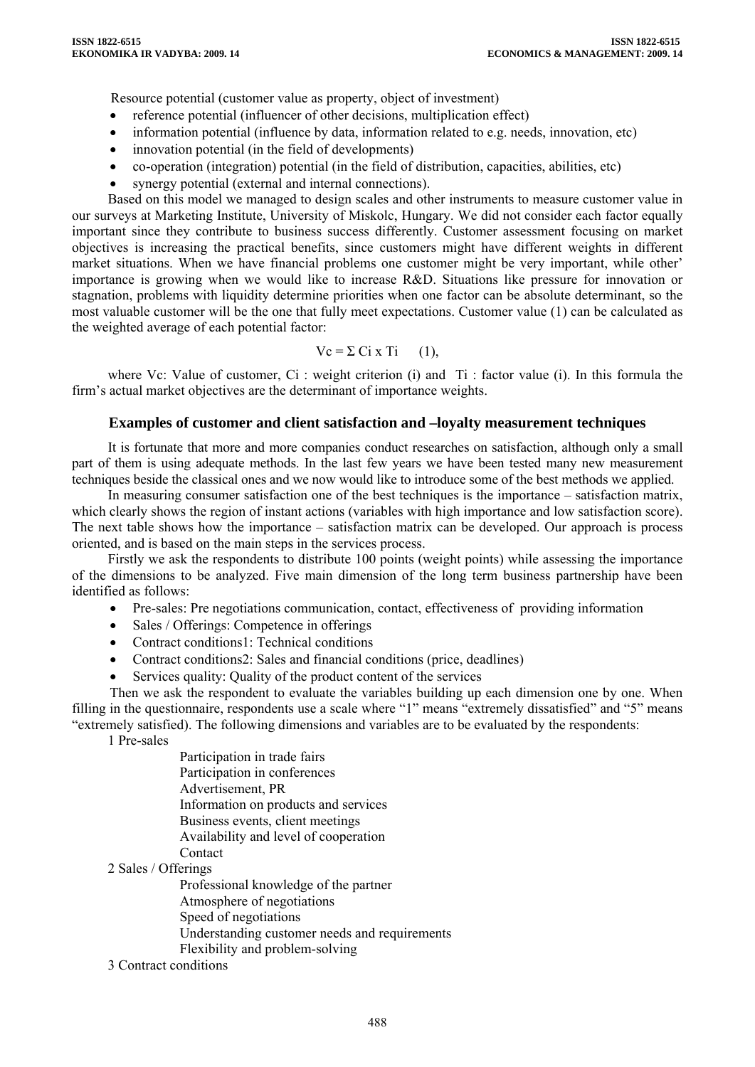Resource potential (customer value as property, object of investment)

- reference potential (influencer of other decisions, multiplication effect)
- information potential (influence by data, information related to e.g. needs, innovation, etc)
- innovation potential (in the field of developments)
- co-operation (integration) potential (in the field of distribution, capacities, abilities, etc)
- synergy potential (external and internal connections).

Based on this model we managed to design scales and other instruments to measure customer value in our surveys at Marketing Institute, University of Miskolc, Hungary. We did not consider each factor equally important since they contribute to business success differently. Customer assessment focusing on market objectives is increasing the practical benefits, since customers might have different weights in different market situations. When we have financial problems one customer might be very important, while other' importance is growing when we would like to increase R&D. Situations like pressure for innovation or stagnation, problems with liquidity determine priorities when one factor can be absolute determinant, so the most valuable customer will be the one that fully meet expectations. Customer value (1) can be calculated as the weighted average of each potential factor:

$$V_c = \Sigma\, C_i \times T_i \qquad (1),$$

where $V_c$: Value of customer, $C_i$ : weight criterion (i) and $T_i$ : factor value (i). In this formula the firm's actual market objectives are the determinant of importance weights.

### Examples of customer and client satisfaction and –loyalty measurement techniques

It is fortunate that more and more companies conduct researches on satisfaction, although only a small part of them is using adequate methods. In the last few years we have been tested many new measurement techniques beside the classical ones and we now would like to introduce some of the best methods we applied.

In measuring consumer satisfaction one of the best techniques is the importance – satisfaction matrix, which clearly shows the region of instant actions (variables with high importance and low satisfaction score). The next table shows how the importance – satisfaction matrix can be developed. Our approach is process oriented, and is based on the main steps in the services process.

Firstly we ask the respondents to distribute 100 points (weight points) while assessing the importance of the dimensions to be analyzed. Five main dimension of the long term business partnership have been identified as follows:

- Pre-sales: Pre negotiations communication, contact, effectiveness of providing information
- Sales / Offerings: Competence in offerings
- Contract conditions1: Technical conditions
- Contract conditions2: Sales and financial conditions (price, deadlines)
- Services quality: Quality of the product content of the services

Then we ask the respondent to evaluate the variables building up each dimension one by one. When filling in the questionnaire, respondents use a scale where "1" means "extremely dissatisfied" and "5" means "extremely satisfied). The following dimensions and variables are to be evaluated by the respondents:

1 Pre-sales

- Participation in trade fairs
- Participation in conferences
- Advertisement, PR
- Information on products and services
- Business events, client meetings
- Availability and level of cooperation
- Contact

2 Sales / Offerings

- Professional knowledge of the partner
- Atmosphere of negotiations
- Speed of negotiations
- Understanding customer needs and requirements
- Flexibility and problem-solving

3 Contract conditions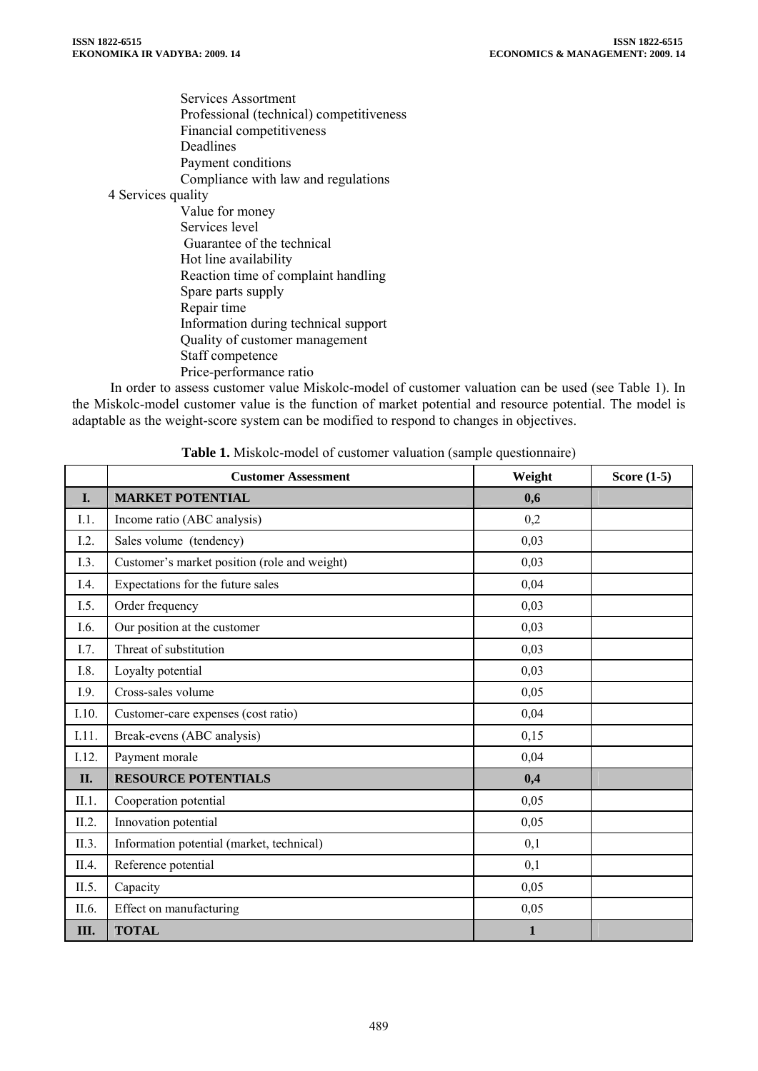- Services Assortment
- Professional (technical) competitiveness
- Financial competitiveness
- Deadlines
- Payment conditions
- Compliance with law and regulations

4 Services quality

- Value for money
- Services level
- Guarantee of the technical
- Hot line availability
- Reaction time of complaint handling
- Spare parts supply
- Repair time
- Information during technical support
- Quality of customer management
- Staff competence
- Price-performance ratio

In order to assess customer value Miskolc-model of customer valuation can be used (see Table 1). In the Miskolc-model customer value is the function of market potential and resource potential. The model is adaptable as the weight-score system can be modified to respond to changes in objectives.

**Table 1.** Miskolc-model of customer valuation (sample questionnaire)

| | Customer Assessment | Weight | Score (1-5) |
|---|---|---|---|
| **I.** | **MARKET POTENTIAL** | **0,6** | |
| I.1. | Income ratio (ABC analysis) | 0,2 | |
| I.2. | Sales volume (tendency) | 0,03 | |
| I.3. | Customer's market position (role and weight) | 0,03 | |
| I.4. | Expectations for the future sales | 0,04 | |
| I.5. | Order frequency | 0,03 | |
| I.6. | Our position at the customer | 0,03 | |
| I.7. | Threat of substitution | 0,03 | |
| I.8. | Loyalty potential | 0,03 | |
| I.9. | Cross-sales volume | 0,05 | |
| I.10. | Customer-care expenses (cost ratio) | 0,04 | |
| I.11. | Break-evens (ABC analysis) | 0,15 | |
| I.12. | Payment morale | 0,04 | |
| **II.** | **RESOURCE POTENTIALS** | **0,4** | |
| II.1. | Cooperation potential | 0,05 | |
| II.2. | Innovation potential | 0,05 | |
| II.3. | Information potential (market, technical) | 0,1 | |
| II.4. | Reference potential | 0,1 | |
| II.5. | Capacity | 0,05 | |
| II.6. | Effect on manufacturing | 0,05 | |
| **III.** | **TOTAL** | **1** | |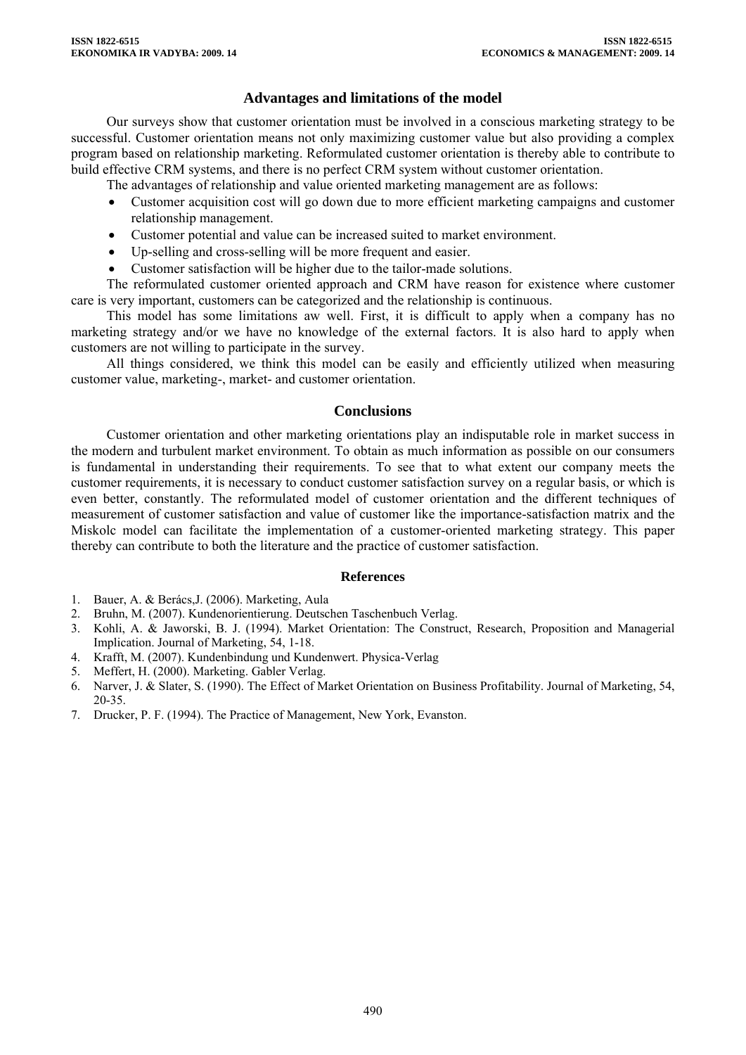## Advantages and limitations of the model

Our surveys show that customer orientation must be involved in a conscious marketing strategy to be successful. Customer orientation means not only maximizing customer value but also providing a complex program based on relationship marketing. Reformulated customer orientation is thereby able to contribute to build effective CRM systems, and there is no perfect CRM system without customer orientation.

The advantages of relationship and value oriented marketing management are as follows:

- Customer acquisition cost will go down due to more efficient marketing campaigns and customer relationship management.
- Customer potential and value can be increased suited to market environment.
- Up-selling and cross-selling will be more frequent and easier.
- Customer satisfaction will be higher due to the tailor-made solutions.

The reformulated customer oriented approach and CRM have reason for existence where customer care is very important, customers can be categorized and the relationship is continuous.

This model has some limitations aw well. First, it is difficult to apply when a company has no marketing strategy and/or we have no knowledge of the external factors. It is also hard to apply when customers are not willing to participate in the survey.

All things considered, we think this model can be easily and efficiently utilized when measuring customer value, marketing-, market- and customer orientation.

## Conclusions

Customer orientation and other marketing orientations play an indisputable role in market success in the modern and turbulent market environment. To obtain as much information as possible on our consumers is fundamental in understanding their requirements. To see that to what extent our company meets the customer requirements, it is necessary to conduct customer satisfaction survey on a regular basis, or which is even better, constantly. The reformulated model of customer orientation and the different techniques of measurement of customer satisfaction and value of customer like the importance-satisfaction matrix and the Miskolc model can facilitate the implementation of a customer-oriented marketing strategy. This paper thereby can contribute to both the literature and the practice of customer satisfaction.

## References

1. Bauer, A. & Berács,J. (2006). Marketing, Aula
2. Bruhn, M. (2007). Kundenorientierung. Deutschen Taschenbuch Verlag.
3. Kohli, A. & Jaworski, B. J. (1994). Market Orientation: The Construct, Research, Proposition and Managerial Implication. Journal of Marketing, 54, 1-18.
4. Krafft, M. (2007). Kundenbindung und Kundenwert. Physica-Verlag
5. Meffert, H. (2000). Marketing. Gabler Verlag.
6. Narver, J. & Slater, S. (1990). The Effect of Market Orientation on Business Profitability. Journal of Marketing, 54, 20-35.
7. Drucker, P. F. (1994). The Practice of Management, New York, Evanston.